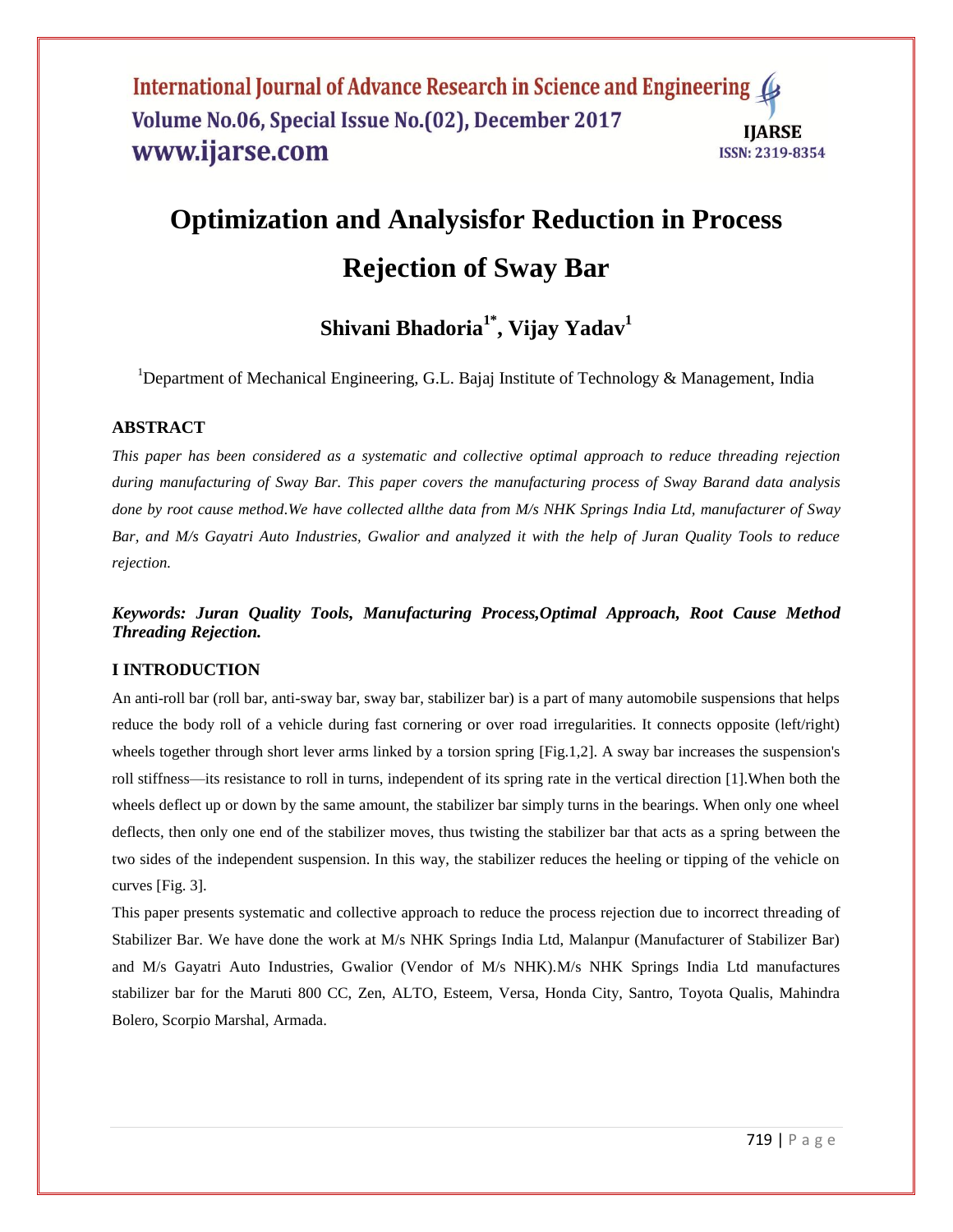# Optimization and Analysisfor Reduction in Process Rejection of Sway Bar

**Shivani Bhadoria[1*], Vijay Yadav[1]**

[1]Department of Mechanical Engineering, G.L. Bajaj Institute of Technology & Management, India

## ABSTRACT

*This paper has been considered as a systematic and collective optimal approach to reduce threading rejection during manufacturing of Sway Bar. This paper covers the manufacturing process of Sway Barand data analysis done by root cause method.We have collected allthe data from M/s NHK Springs India Ltd, manufacturer of Sway Bar, and M/s Gayatri Auto Industries, Gwalior and analyzed it with the help of Juran Quality Tools to reduce rejection.*

***Keywords: Juran Quality Tools, Manufacturing Process,Optimal Approach, Root Cause Method Threading Rejection.***

## I INTRODUCTION

An anti-roll bar (roll bar, anti-sway bar, sway bar, stabilizer bar) is a part of many automobile suspensions that helps reduce the body roll of a vehicle during fast cornering or over road irregularities. It connects opposite (left/right) wheels together through short lever arms linked by a torsion spring [Fig.1,2]. A sway bar increases the suspension's roll stiffness—its resistance to roll in turns, independent of its spring rate in the vertical direction [1].When both the wheels deflect up or down by the same amount, the stabilizer bar simply turns in the bearings. When only one wheel deflects, then only one end of the stabilizer moves, thus twisting the stabilizer bar that acts as a spring between the two sides of the independent suspension. In this way, the stabilizer reduces the heeling or tipping of the vehicle on curves [Fig. 3].

This paper presents systematic and collective approach to reduce the process rejection due to incorrect threading of Stabilizer Bar. We have done the work at M/s NHK Springs India Ltd, Malanpur (Manufacturer of Stabilizer Bar) and M/s Gayatri Auto Industries, Gwalior (Vendor of M/s NHK).M/s NHK Springs India Ltd manufactures stabilizer bar for the Maruti 800 CC, Zen, ALTO, Esteem, Versa, Honda City, Santro, Toyota Qualis, Mahindra Bolero, Scorpio Marshal, Armada.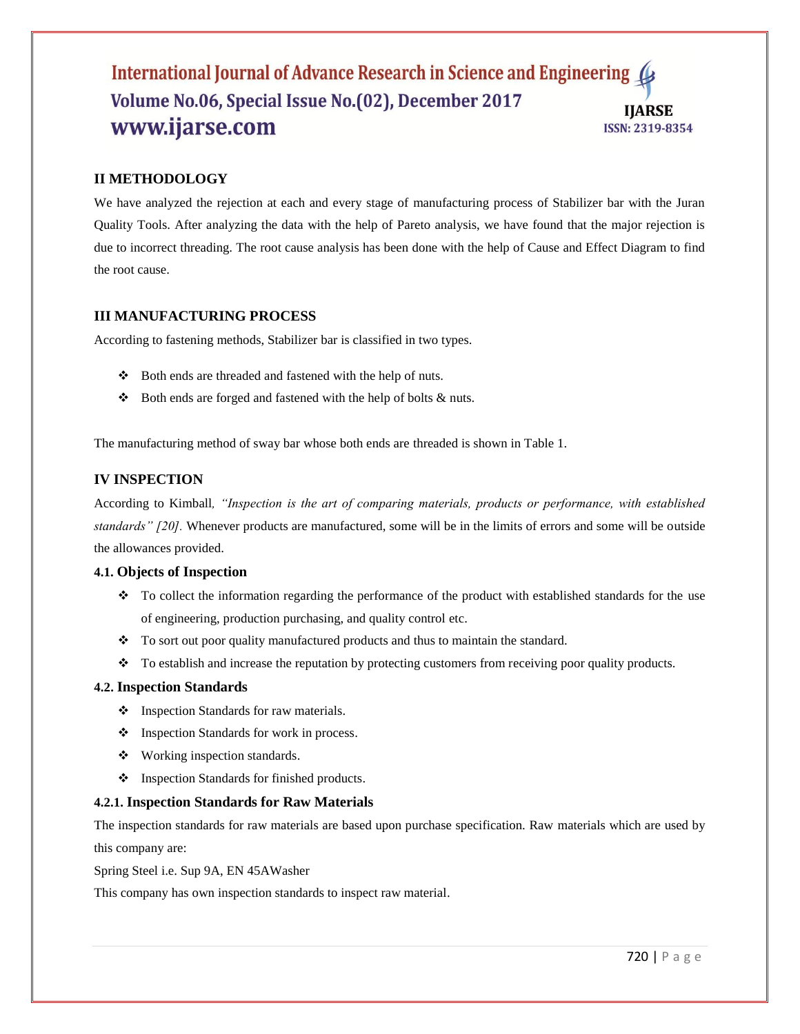## II METHODOLOGY

We have analyzed the rejection at each and every stage of manufacturing process of Stabilizer bar with the Juran Quality Tools. After analyzing the data with the help of Pareto analysis, we have found that the major rejection is due to incorrect threading. The root cause analysis has been done with the help of Cause and Effect Diagram to find the root cause.

## III MANUFACTURING PROCESS

According to fastening methods, Stabilizer bar is classified in two types.

- Both ends are threaded and fastened with the help of nuts.
- Both ends are forged and fastened with the help of bolts & nuts.

The manufacturing method of sway bar whose both ends are threaded is shown in Table 1.

## IV INSPECTION

According to Kimball, *"Inspection is the art of comparing materials, products or performance, with established standards" [20].* Whenever products are manufactured, some will be in the limits of errors and some will be outside the allowances provided.

### 4.1. Objects of Inspection

- To collect the information regarding the performance of the product with established standards for the use of engineering, production purchasing, and quality control etc.
- To sort out poor quality manufactured products and thus to maintain the standard.
- To establish and increase the reputation by protecting customers from receiving poor quality products.

### 4.2. Inspection Standards

- Inspection Standards for raw materials.
- Inspection Standards for work in process.
- Working inspection standards.
- Inspection Standards for finished products.

#### 4.2.1. Inspection Standards for Raw Materials

The inspection standards for raw materials are based upon purchase specification. Raw materials which are used by this company are:

Spring Steel i.e. Sup 9A, EN 45AWasher

This company has own inspection standards to inspect raw material.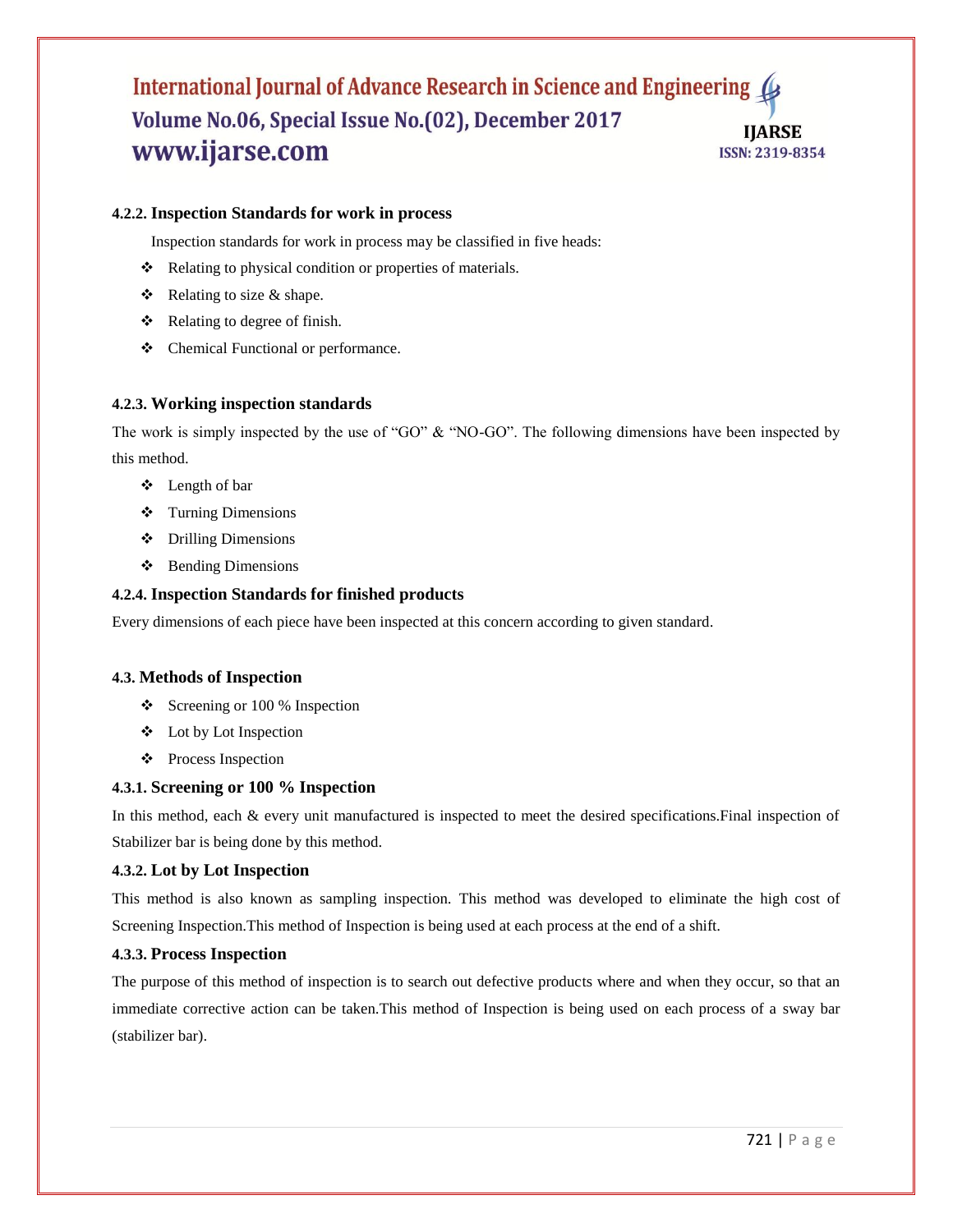#### 4.2.2. Inspection Standards for work in process

Inspection standards for work in process may be classified in five heads:

- Relating to physical condition or properties of materials.
- Relating to size & shape.
- Relating to degree of finish.
- Chemical Functional or performance.

#### 4.2.3. Working inspection standards

The work is simply inspected by the use of "GO" & "NO-GO". The following dimensions have been inspected by this method.

- Length of bar
- Turning Dimensions
- Drilling Dimensions
- Bending Dimensions

#### 4.2.4. Inspection Standards for finished products

Every dimensions of each piece have been inspected at this concern according to given standard.

### 4.3. Methods of Inspection

- Screening or 100 % Inspection
- Lot by Lot Inspection
- Process Inspection

#### 4.3.1. Screening or 100 % Inspection

In this method, each & every unit manufactured is inspected to meet the desired specifications.Final inspection of Stabilizer bar is being done by this method.

#### 4.3.2. Lot by Lot Inspection

This method is also known as sampling inspection. This method was developed to eliminate the high cost of Screening Inspection.This method of Inspection is being used at each process at the end of a shift.

#### 4.3.3. Process Inspection

The purpose of this method of inspection is to search out defective products where and when they occur, so that an immediate corrective action can be taken.This method of Inspection is being used on each process of a sway bar (stabilizer bar).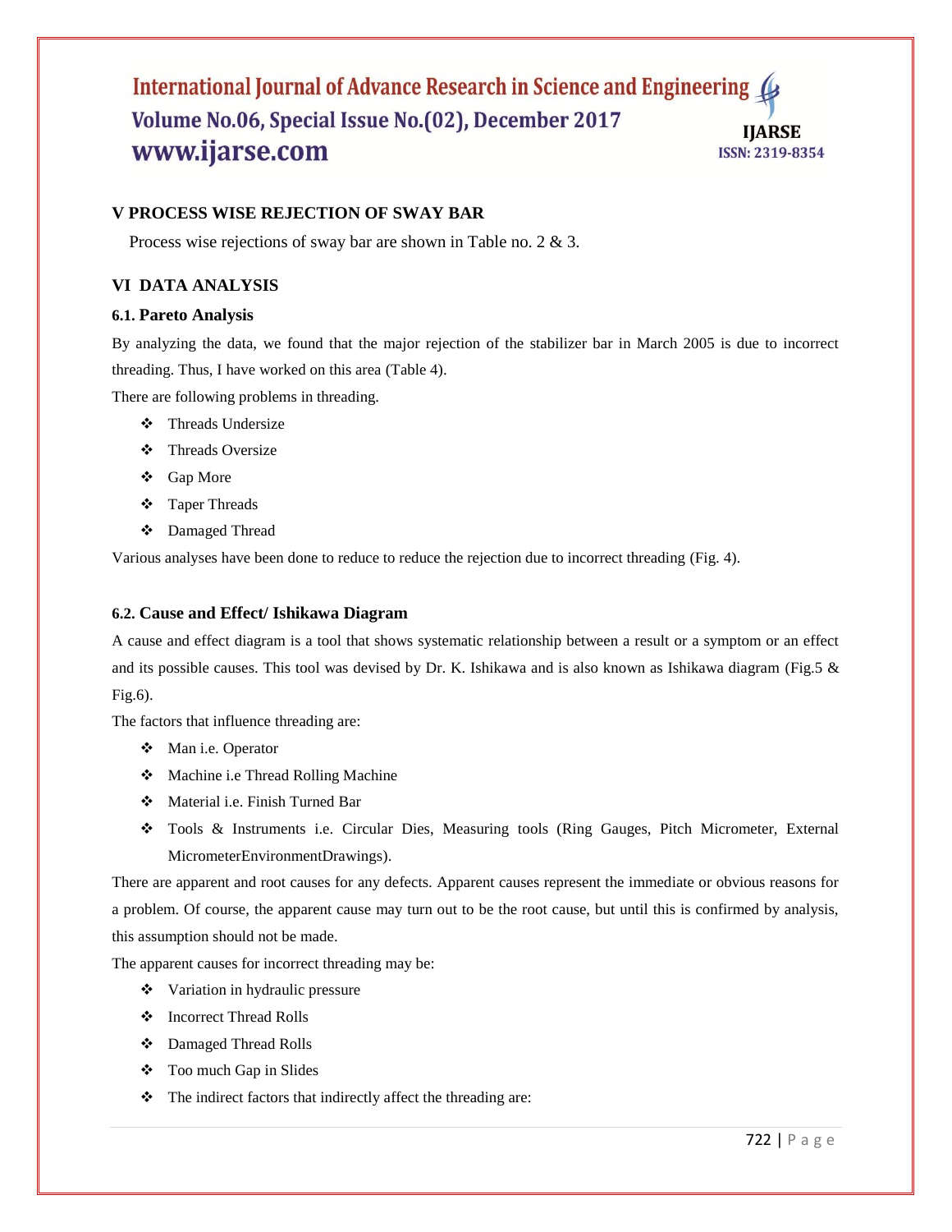## V PROCESS WISE REJECTION OF SWAY BAR

Process wise rejections of sway bar are shown in Table no. 2 & 3.

## VI DATA ANALYSIS

### 6.1. Pareto Analysis

By analyzing the data, we found that the major rejection of the stabilizer bar in March 2005 is due to incorrect threading. Thus, I have worked on this area (Table 4).

There are following problems in threading.

- Threads Undersize
- Threads Oversize
- Gap More
- Taper Threads
- Damaged Thread

Various analyses have been done to reduce to reduce the rejection due to incorrect threading (Fig. 4).

### 6.2. Cause and Effect/ Ishikawa Diagram

A cause and effect diagram is a tool that shows systematic relationship between a result or a symptom or an effect and its possible causes. This tool was devised by Dr. K. Ishikawa and is also known as Ishikawa diagram (Fig.5 & Fig.6).

The factors that influence threading are:

- Man i.e. Operator
- Machine i.e Thread Rolling Machine
- Material i.e. Finish Turned Bar
- Tools & Instruments i.e. Circular Dies, Measuring tools (Ring Gauges, Pitch Micrometer, External MicrometerEnvironmentDrawings).

There are apparent and root causes for any defects. Apparent causes represent the immediate or obvious reasons for a problem. Of course, the apparent cause may turn out to be the root cause, but until this is confirmed by analysis, this assumption should not be made.

The apparent causes for incorrect threading may be:

- Variation in hydraulic pressure
- Incorrect Thread Rolls
- Damaged Thread Rolls
- Too much Gap in Slides
- The indirect factors that indirectly affect the threading are: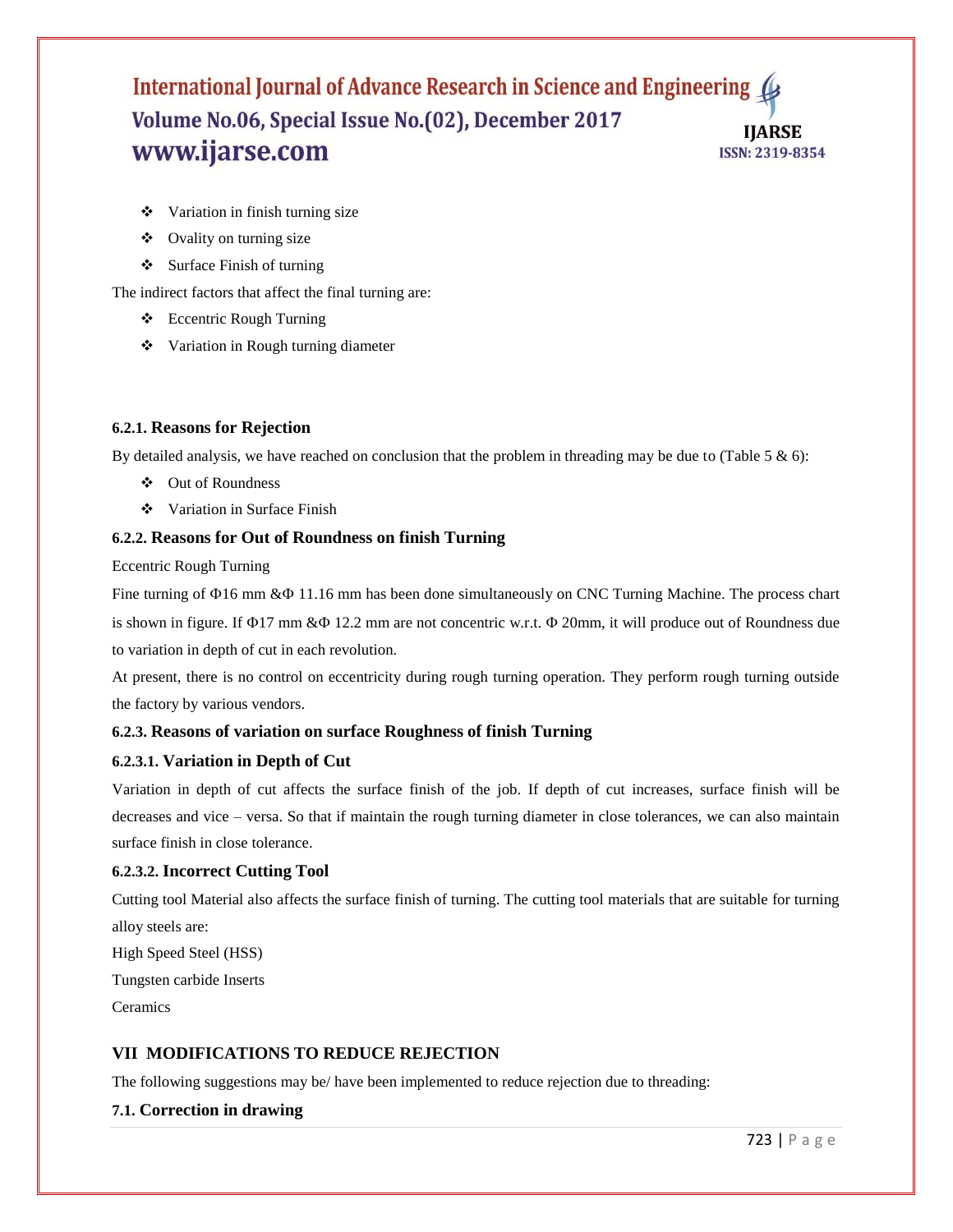- ❖ Variation in finish turning size
- ❖ Ovality on turning size
- ❖ Surface Finish of turning

The indirect factors that affect the final turning are:

- ❖ Eccentric Rough Turning
- ❖ Variation in Rough turning diameter

#### 6.2.1. Reasons for Rejection

By detailed analysis, we have reached on conclusion that the problem in threading may be due to (Table 5 & 6):

- ❖ Out of Roundness
- ❖ Variation in Surface Finish

#### 6.2.2. Reasons for Out of Roundness on finish Turning

Eccentric Rough Turning

Fine turning of Φ16 mm &Φ 11.16 mm has been done simultaneously on CNC Turning Machine. The process chart is shown in figure. If Φ17 mm &Φ 12.2 mm are not concentric w.r.t. Φ 20mm, it will produce out of Roundness due to variation in depth of cut in each revolution.

At present, there is no control on eccentricity during rough turning operation. They perform rough turning outside the factory by various vendors.

#### 6.2.3. Reasons of variation on surface Roughness of finish Turning

##### 6.2.3.1. Variation in Depth of Cut

Variation in depth of cut affects the surface finish of the job. If depth of cut increases, surface finish will be decreases and vice – versa. So that if maintain the rough turning diameter in close tolerances, we can also maintain surface finish in close tolerance.

##### 6.2.3.2. Incorrect Cutting Tool

Cutting tool Material also affects the surface finish of turning. The cutting tool materials that are suitable for turning alloy steels are:

High Speed Steel (HSS)

Tungsten carbide Inserts

Ceramics

## VII MODIFICATIONS TO REDUCE REJECTION

The following suggestions may be/ have been implemented to reduce rejection due to threading:

### 7.1. Correction in drawing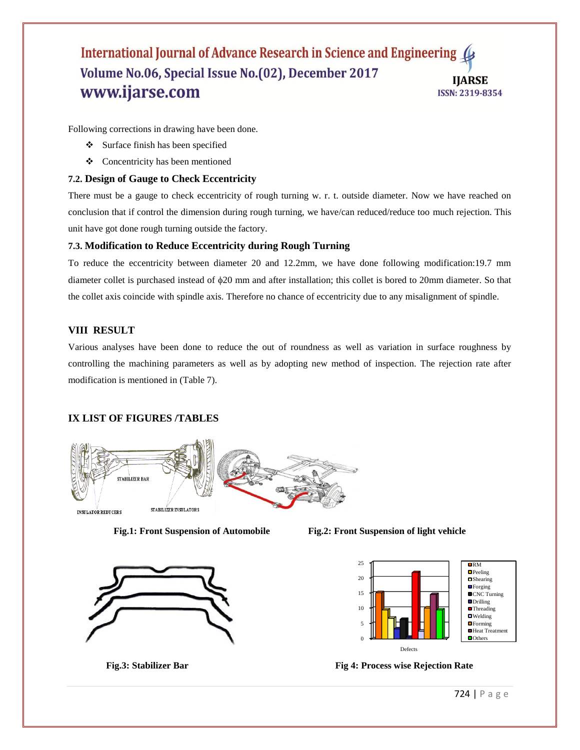Following corrections in drawing have been done.

- Surface finish has been specified
- Concentricity has been mentioned

### 7.2. Design of Gauge to Check Eccentricity

There must be a gauge to check eccentricity of rough turning w. r. t. outside diameter. Now we have reached on conclusion that if control the dimension during rough turning, we have/can reduced/reduce too much rejection. This unit have got done rough turning outside the factory.

### 7.3. Modification to Reduce Eccentricity during Rough Turning

To reduce the eccentricity between diameter 20 and 12.2mm, we have done following modification:19.7 mm diameter collet is purchased instead of $\phi$20 mm and after installation; this collet is bored to 20mm diameter. So that the collet axis coincide with spindle axis. Therefore no chance of eccentricity due to any misalignment of spindle.

## VIII RESULT

Various analyses have been done to reduce the out of roundness as well as variation in surface roughness by controlling the machining parameters as well as by adopting new method of inspection. The rejection rate after modification is mentioned in (Table 7).

## IX LIST OF FIGURES /TABLES

**Fig.1: Front Suspension of Automobile**

**Fig.2: Front Suspension of light vehicle**

**Fig.3: Stabilizer Bar**

**Fig 4: Process wise Rejection Rate**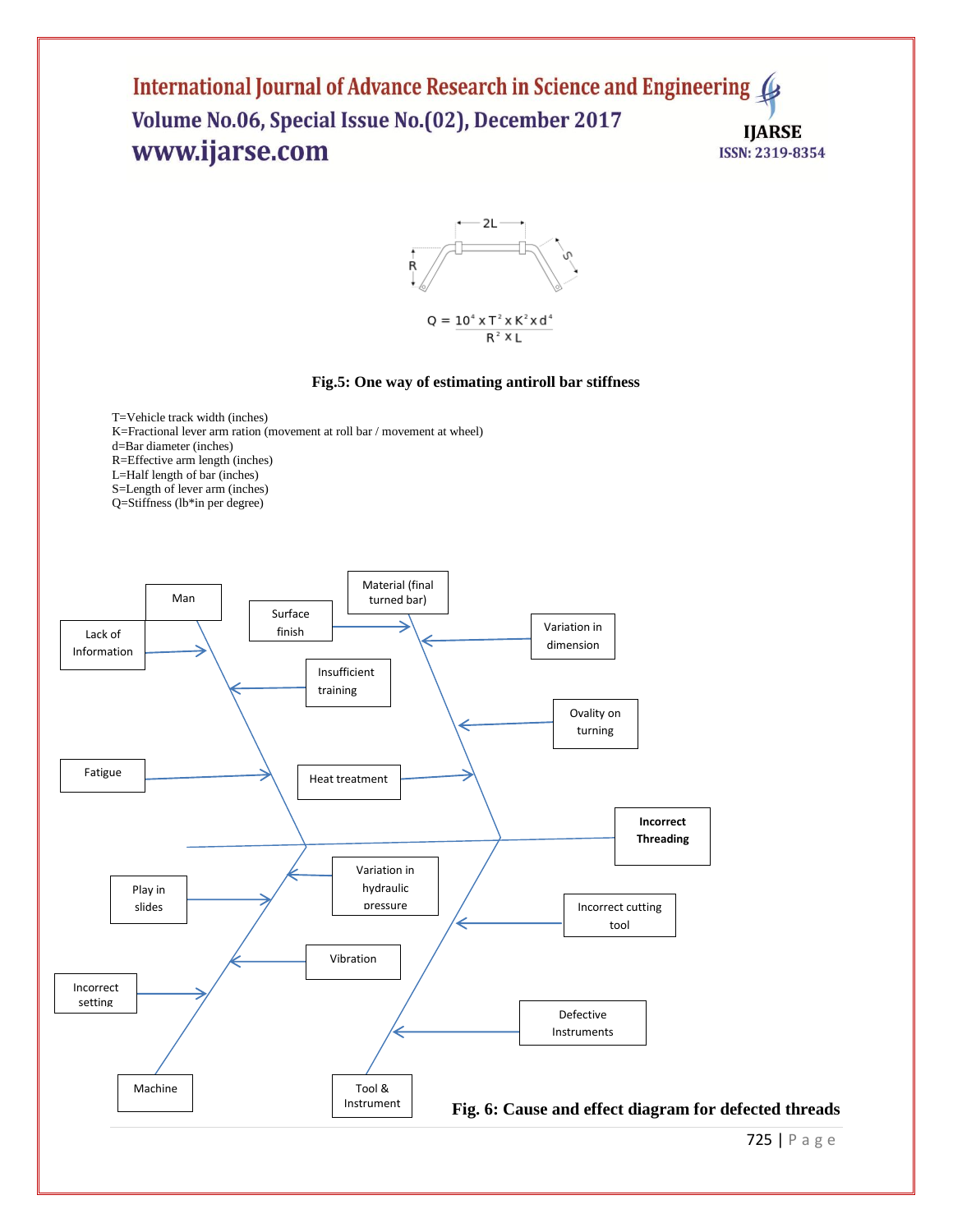$$Q = \frac{10^4 \times T^2 \times K^2 \times d^4}{R^2 \times L}$$

**Fig.5: One way of estimating antiroll bar stiffness**

T=Vehicle track width (inches)
K=Fractional lever arm ration (movement at roll bar / movement at wheel)
d=Bar diameter (inches)
R=Effective arm length (inches)
L=Half length of bar (inches)
S=Length of lever arm (inches)
Q=Stiffness (lb*in per degree)

**Fig. 6: Cause and effect diagram for defected threads**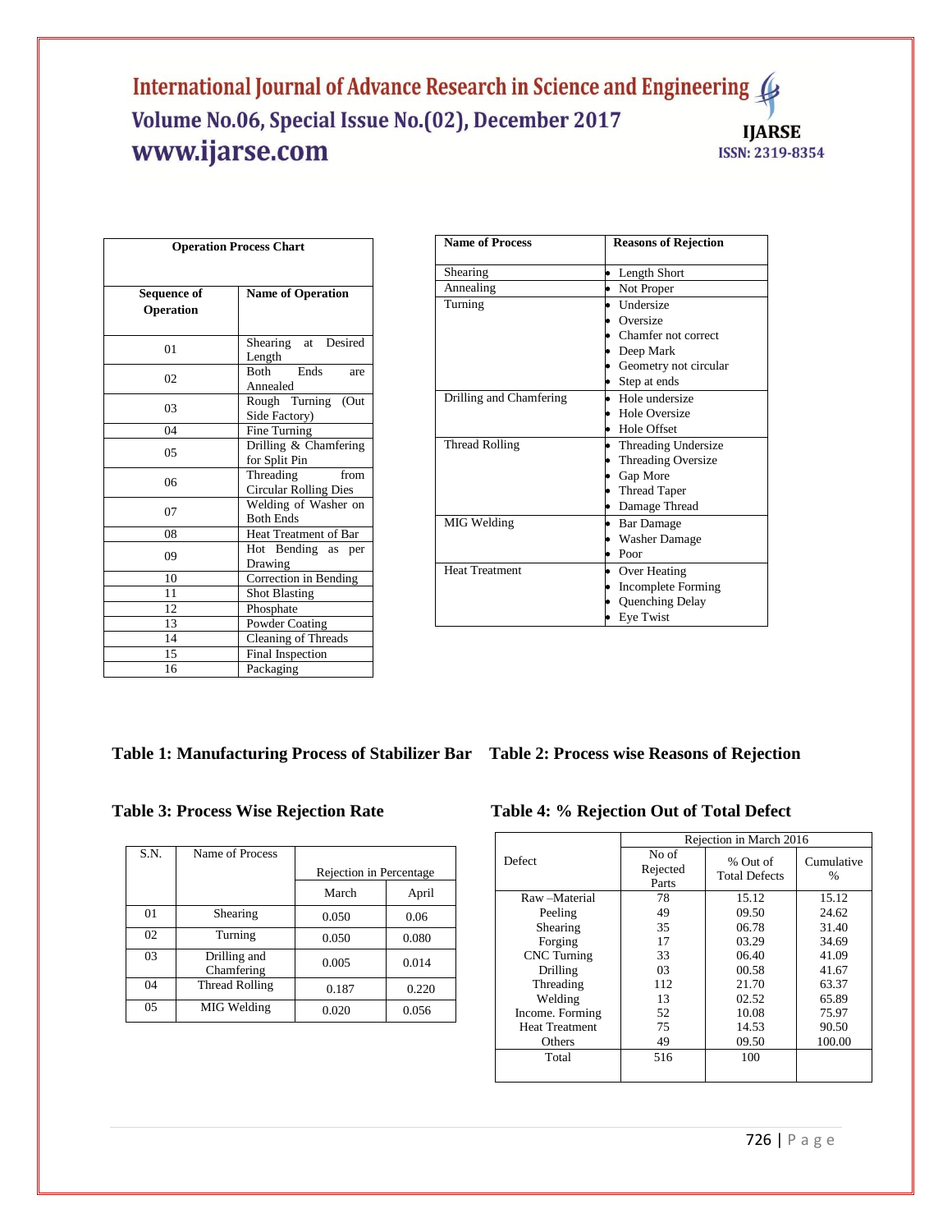| Operation Process Chart | |
|---|---|
| **Sequence of Operation** | **Name of Operation** |
| 01 | Shearing at Desired Length |
| 02 | Both Ends are Annealed |
| 03 | Rough Turning (Out Side Factory) |
| 04 | Fine Turning |
| 05 | Drilling & Chamfering for Split Pin |
| 06 | Threading from Circular Rolling Dies |
| 07 | Welding of Washer on Both Ends |
| 08 | Heat Treatment of Bar |
| 09 | Hot Bending as per Drawing |
| 10 | Correction in Bending |
| 11 | Shot Blasting |
| 12 | Phosphate |
| 13 | Powder Coating |
| 14 | Cleaning of Threads |
| 15 | Final Inspection |
| 16 | Packaging |

**Table 1: Manufacturing Process of Stabilizer Bar**

| Name of Process | Reasons of Rejection |
|---|---|
| Shearing | • Length Short |
| Annealing | • Not Proper |
| Turning | • Undersize<br>• Oversize<br>• Chamfer not correct<br>• Deep Mark<br>• Geometry not circular<br>• Step at ends |
| Drilling and Chamfering | • Hole undersize<br>• Hole Oversize<br>• Hole Offset |
| Thread Rolling | • Threading Undersize<br>• Threading Oversize<br>• Gap More<br>• Thread Taper<br>• Damage Thread |
| MIG Welding | • Bar Damage<br>• Washer Damage<br>• Poor |
| Heat Treatment | • Over Heating<br>• Incomplete Forming<br>• Quenching Delay<br>• Eye Twist |

**Table 2: Process wise Reasons of Rejection**

**Table 3: Process Wise Rejection Rate**

| S.N. | Name of Process | Rejection in Percentage | |
|---|---|---|---|
| | | March | April |
| 01 | Shearing | 0.050 | 0.06 |
| 02 | Turning | 0.050 | 0.080 |
| 03 | Drilling and Chamfering | 0.005 | 0.014 |
| 04 | Thread Rolling | 0.187 | 0.220 |
| 05 | MIG Welding | 0.020 | 0.056 |

**Table 4: % Rejection Out of Total Defect**

| Defect | Rejection in March 2016 | | |
|---|---|---|---|
| | No of Rejected Parts | % Out of Total Defects | Cumulative % |
| Raw –Material | 78 | 15.12 | 15.12 |
| Peeling | 49 | 09.50 | 24.62 |
| Shearing | 35 | 06.78 | 31.40 |
| Forging | 17 | 03.29 | 34.69 |
| CNC Turning | 33 | 06.40 | 41.09 |
| Drilling | 03 | 00.58 | 41.67 |
| Threading | 112 | 21.70 | 63.37 |
| Welding | 13 | 02.52 | 65.89 |
| Income. Forming | 52 | 10.08 | 75.97 |
| Heat Treatment | 75 | 14.53 | 90.50 |
| Others | 49 | 09.50 | 100.00 |
| Total | 516 | 100 | |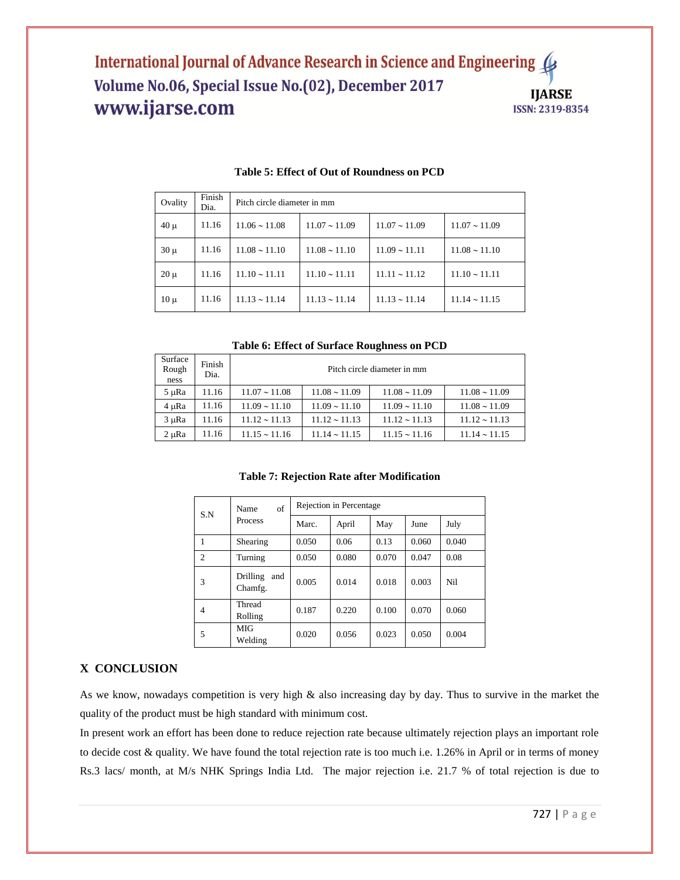**Table 5: Effect of Out of Roundness on PCD**

| Ovality | Finish Dia. | Pitch circle diameter in mm | | | |
|---|---|---|---|---|---|
| 40 μ | 11.16 | 11.06 ~ 11.08 | 11.07 ~ 11.09 | 11.07 ~ 11.09 | 11.07 ~ 11.09 |
| 30 μ | 11.16 | 11.08 ~ 11.10 | 11.08 ~ 11.10 | 11.09 ~ 11.11 | 11.08 ~ 11.10 |
| 20 μ | 11.16 | 11.10 ~ 11.11 | 11.10 ~ 11.11 | 11.11 ~ 11.12 | 11.10 ~ 11.11 |
| 10 μ | 11.16 | 11.13 ~ 11.14 | 11.13 ~ 11.14 | 11.13 ~ 11.14 | 11.14 ~ 11.15 |

**Table 6: Effect of Surface Roughness on PCD**

| Surface Rough ness | Finish Dia. | Pitch circle diameter in mm | | | |
|---|---|---|---|---|---|
| 5 μRa | 11.16 | 11.07 ~ 11.08 | 11.08 ~ 11.09 | 11.08 ~ 11.09 | 11.08 ~ 11.09 |
| 4 μRa | 11.16 | 11.09 ~ 11.10 | 11.09 ~ 11.10 | 11.09 ~ 11.10 | 11.08 ~ 11.09 |
| 3 μRa | 11.16 | 11.12 ~ 11.13 | 11.12 ~ 11.13 | 11.12 ~ 11.13 | 11.12 ~ 11.13 |
| 2 μRa | 11.16 | 11.15 ~ 11.16 | 11.14 ~ 11.15 | 11.15 ~ 11.16 | 11.14 ~ 11.15 |

**Table 7: Rejection Rate after Modification**

| S.N | Name of Process | Rejection in Percentage | | | | |
|---|---|---|---|---|---|---|
| | | Marc. | April | May | June | July |
| 1 | Shearing | 0.050 | 0.06 | 0.13 | 0.060 | 0.040 |
| 2 | Turning | 0.050 | 0.080 | 0.070 | 0.047 | 0.08 |
| 3 | Drilling and Chamfg. | 0.005 | 0.014 | 0.018 | 0.003 | Nil |
| 4 | Thread Rolling | 0.187 | 0.220 | 0.100 | 0.070 | 0.060 |
| 5 | MIG Welding | 0.020 | 0.056 | 0.023 | 0.050 | 0.004 |

## X CONCLUSION

As we know, nowadays competition is very high & also increasing day by day. Thus to survive in the market the quality of the product must be high standard with minimum cost.

In present work an effort has been done to reduce rejection rate because ultimately rejection plays an important role to decide cost & quality. We have found the total rejection rate is too much i.e. 1.26% in April or in terms of money Rs.3 lacs/ month, at M/s NHK Springs India Ltd. The major rejection i.e. 21.7 % of total rejection is due to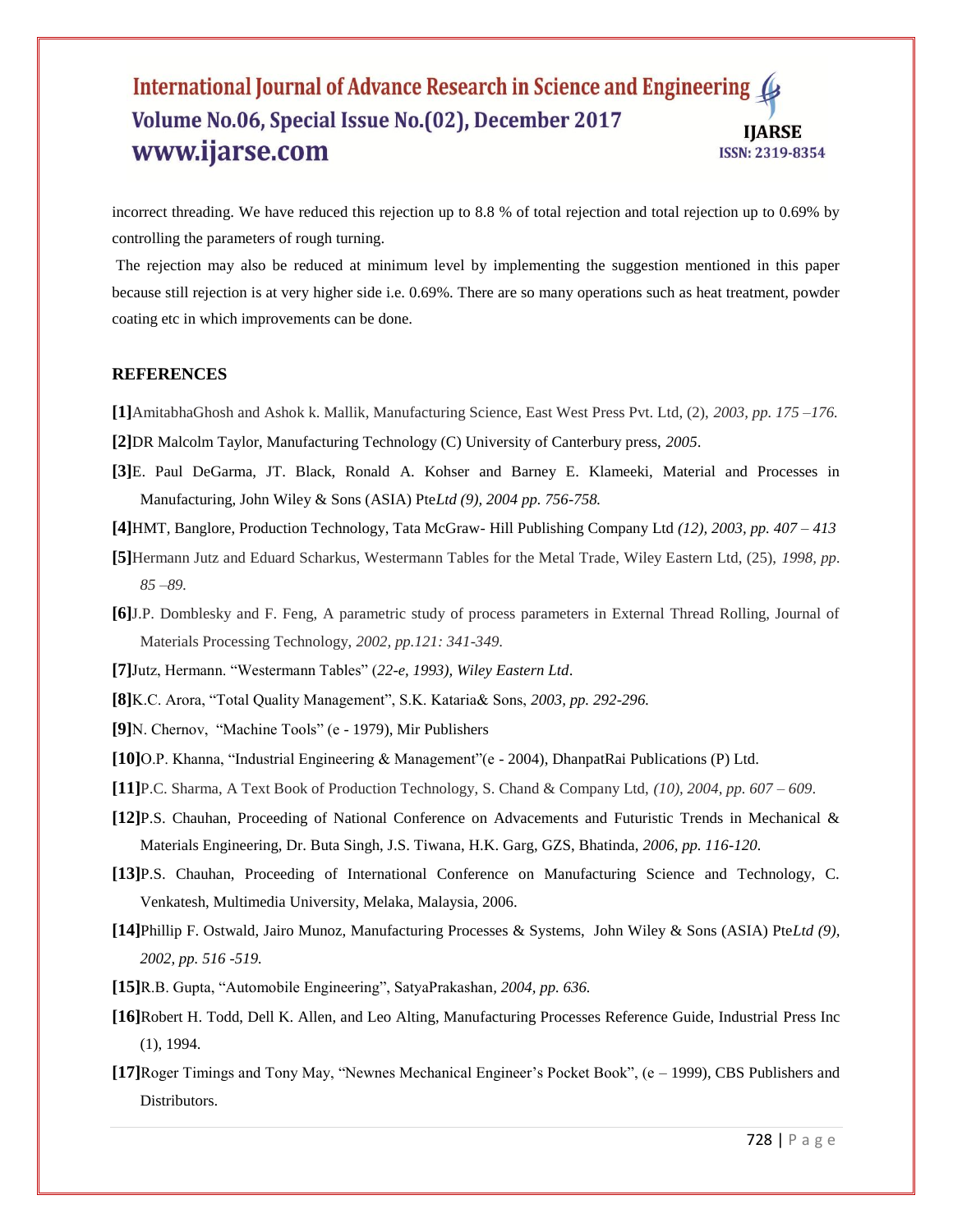incorrect threading. We have reduced this rejection up to 8.8 % of total rejection and total rejection up to 0.69% by controlling the parameters of rough turning.

The rejection may also be reduced at minimum level by implementing the suggestion mentioned in this paper because still rejection is at very higher side i.e. 0.69%. There are so many operations such as heat treatment, powder coating etc in which improvements can be done.

## REFERENCES

**[1]**AmitabhaGhosh and Ashok k. Mallik, Manufacturing Science, East West Press Pvt. Ltd, (2), *2003, pp. 175 –176.*

**[2]**DR Malcolm Taylor, Manufacturing Technology (C) University of Canterbury press, *2005*.

**[3]**E. Paul DeGarma, JT. Black, Ronald A. Kohser and Barney E. Klameeki, Material and Processes in Manufacturing, John Wiley & Sons (ASIA) Pte*Ltd (9), 2004 pp. 756-758.*

**[4]**HMT, Banglore, Production Technology, Tata McGraw- Hill Publishing Company Ltd *(12), 2003, pp. 407 – 413*

**[5]**Hermann Jutz and Eduard Scharkus, Westermann Tables for the Metal Trade, Wiley Eastern Ltd, (25), *1998, pp. 85 –89.*

**[6]**J.P. Domblesky and F. Feng, A parametric study of process parameters in External Thread Rolling, Journal of Materials Processing Technology, *2002, pp.121: 341-349.*

**[7]**Jutz, Hermann. "Westermann Tables" (*22-e, 1993), Wiley Eastern Ltd*.

**[8]**K.C. Arora, "Total Quality Management", S.K. Kataria& Sons, *2003, pp. 292-296.*

**[9]**N. Chernov, "Machine Tools" (e - 1979), Mir Publishers

**[10]**O.P. Khanna, "Industrial Engineering & Management"(e - 2004), DhanpatRai Publications (P) Ltd.

**[11]**P.C. Sharma, A Text Book of Production Technology, S. Chand & Company Ltd, *(10), 2004, pp. 607 – 609*.

**[12]**P.S. Chauhan, Proceeding of National Conference on Advacements and Futuristic Trends in Mechanical & Materials Engineering, Dr. Buta Singh, J.S. Tiwana, H.K. Garg, GZS, Bhatinda, *2006, pp. 116-120.*

**[13]**P.S. Chauhan, Proceeding of International Conference on Manufacturing Science and Technology, C. Venkatesh, Multimedia University, Melaka, Malaysia, 2006.

**[14]**Phillip F. Ostwald, Jairo Munoz, Manufacturing Processes & Systems, John Wiley & Sons (ASIA) Pte*Ltd (9), 2002, pp. 516 -519.*

**[15]**R.B. Gupta, "Automobile Engineering", SatyaPrakashan*, 2004, pp. 636.*

**[16]**Robert H. Todd, Dell K. Allen, and Leo Alting, Manufacturing Processes Reference Guide, Industrial Press Inc (1), 1994.

**[17]**Roger Timings and Tony May, "Newnes Mechanical Engineer's Pocket Book", (e – 1999), CBS Publishers and Distributors.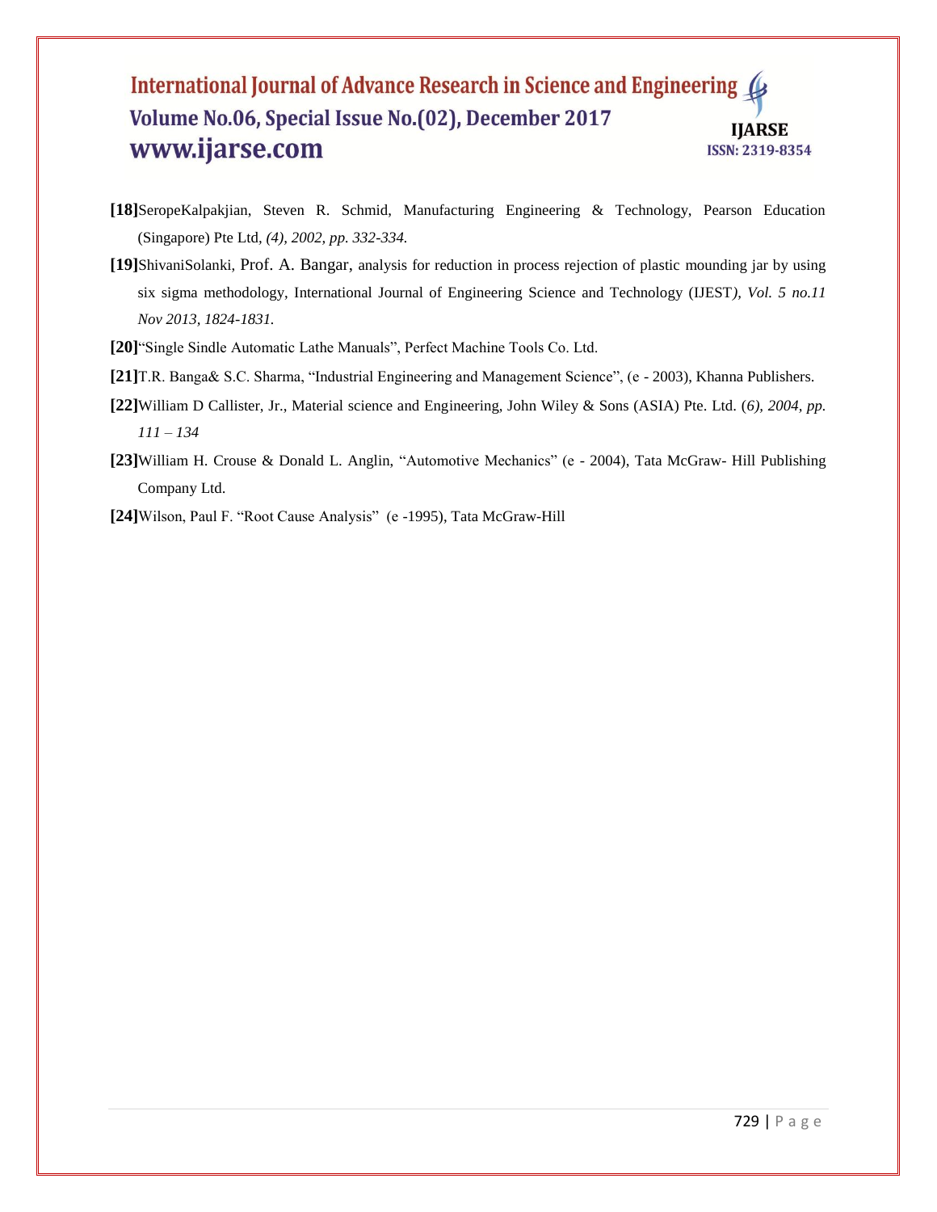**[18]** SeropeKalpakjian, Steven R. Schmid, Manufacturing Engineering & Technology, Pearson Education (Singapore) Pte Ltd, *(4), 2002, pp. 332-334.*

**[19]** ShivaniSolanki, Prof. A. Bangar, analysis for reduction in process rejection of plastic mounding jar by using six sigma methodology, International Journal of Engineering Science and Technology (IJEST*), Vol. 5 no.11 Nov 2013, 1824-1831.*

**[20]** "Single Sindle Automatic Lathe Manuals", Perfect Machine Tools Co. Ltd.

**[21]** T.R. Banga& S.C. Sharma, "Industrial Engineering and Management Science", (e - 2003), Khanna Publishers.

**[22]** William D Callister, Jr., Material science and Engineering, John Wiley & Sons (ASIA) Pte. Ltd. (*6), 2004, pp. 111 – 134*

**[23]** William H. Crouse & Donald L. Anglin, "Automotive Mechanics" (e - 2004), Tata McGraw- Hill Publishing Company Ltd.

**[24]** Wilson, Paul F. "Root Cause Analysis" (e -1995), Tata McGraw-Hill